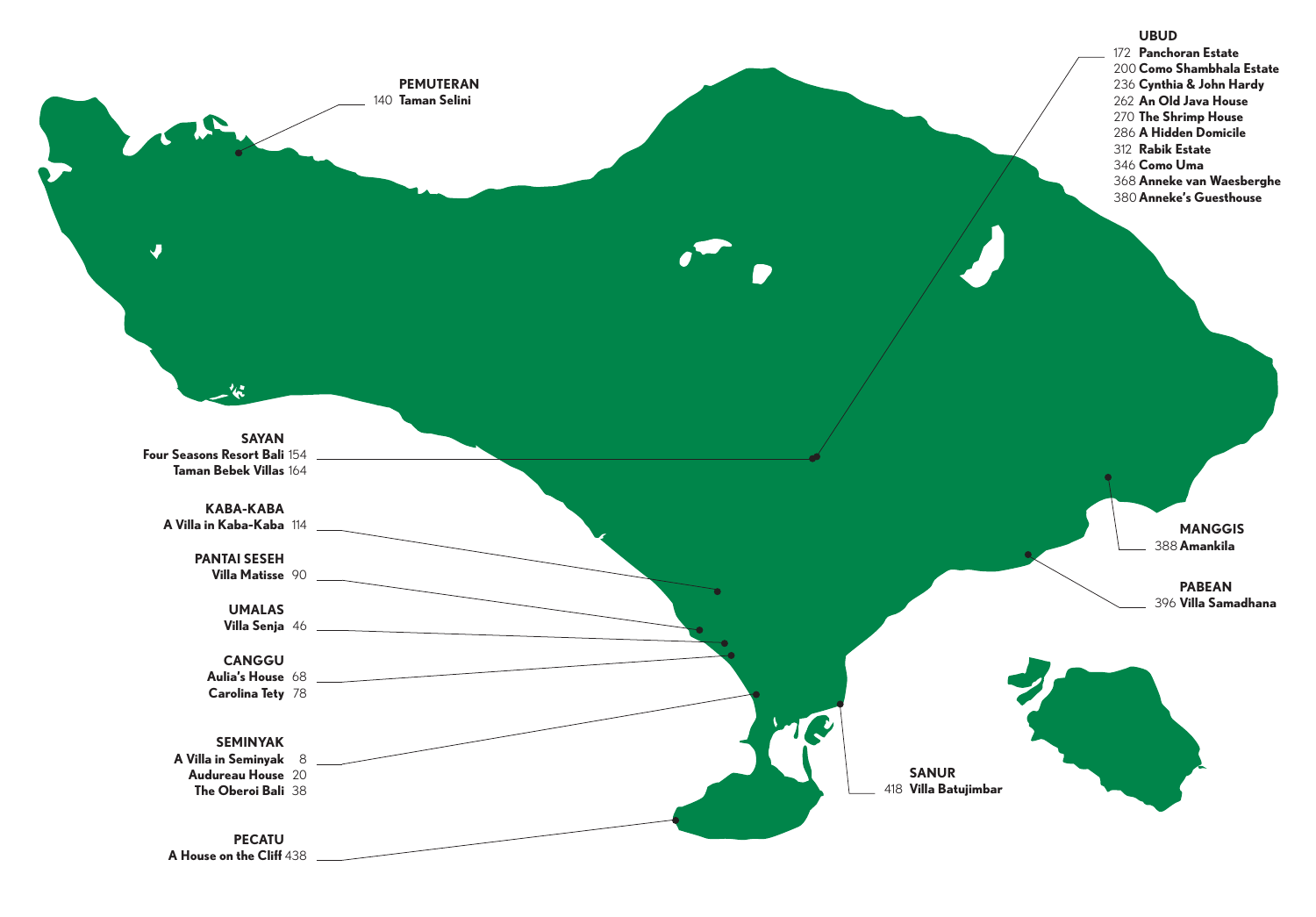**PEMUTERAN**
140 **Taman Selini**

**UBUD**
172 **Panchoran Estate**
200 **Como Shambhala Estate**
236 **Cynthia & John Hardy**
262 **An Old Java House**
270 **The Shrimp House**
286 **A Hidden Domicile**
312 **Rabik Estate**
346 **Como Uma**
368 **Anneke van Waesberghe**
380 **Anneke's Guesthouse**

**SAYAN**
**Four Seasons Resort Bali** 154
**Taman Bebek Villas** 164

**KABA-KABA**
**A Villa in Kaba-Kaba** 114

**PANTAI SESEH**
**Villa Matisse** 90

**UMALAS**
**Villa Senja** 46

**CANGGU**
**Aulia's House** 68
**Carolina Tety** 78

**SEMINYAK**
**A Villa in Seminyak** 8
**Audureau House** 20
**The Oberoi Bali** 38

**PECATU**
**A House on the Cliff** 438

**MANGGIS**
388 **Amankila**

**PABEAN**
396 **Villa Samadhana**

**SANUR**
418 **Villa Batujimbar**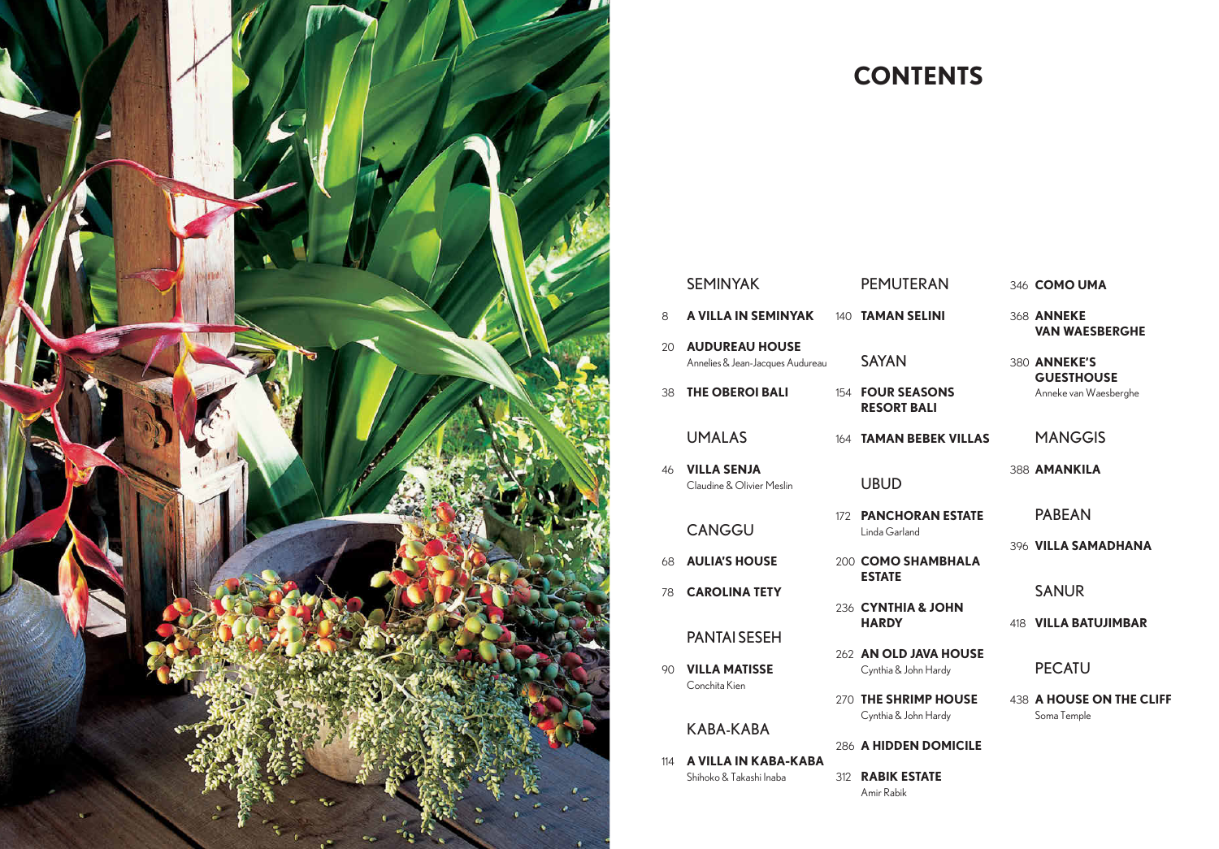# CONTENTS

## SEMINYAK

8 **A VILLA IN SEMINYAK**

20 **AUDUREAU HOUSE**
Annelies & Jean-Jacques Audureau

38 **THE OBEROI BALI**

## UMALAS

46 **VILLA SENJA**
Claudine & Olivier Meslin

## CANGGU

68 **AULIA'S HOUSE**

78 **CAROLINA TETY**

## PANTAI SESEH

90 **VILLA MATISSE**
Conchita Kien

## KABA-KABA

114 **A VILLA IN KABA-KABA**
Shihoko & Takashi Inaba

## PEMUTERAN

140 **TAMAN SELINI**

## SAYAN

154 **FOUR SEASONS RESORT BALI**

164 **TAMAN BEBEK VILLAS**

## UBUD

172 **PANCHORAN ESTATE**
Linda Garland

200 **COMO SHAMBHALA ESTATE**

236 **CYNTHIA & JOHN HARDY**

262 **AN OLD JAVA HOUSE**
Cynthia & John Hardy

270 **THE SHRIMP HOUSE**
Cynthia & John Hardy

286 **A HIDDEN DOMICILE**

312 **RABIK ESTATE**
Amir Rabik

346 **COMO UMA**

368 **ANNEKE VAN WAESBERGHE**

380 **ANNEKE'S GUESTHOUSE**
Anneke van Waesberghe

## MANGGIS

388 **AMANKILA**

## PABEAN

396 **VILLA SAMADHANA**

## SANUR

418 **VILLA BATUJIMBAR**

## PECATU

438 **A HOUSE ON THE CLIFF**
Soma Temple